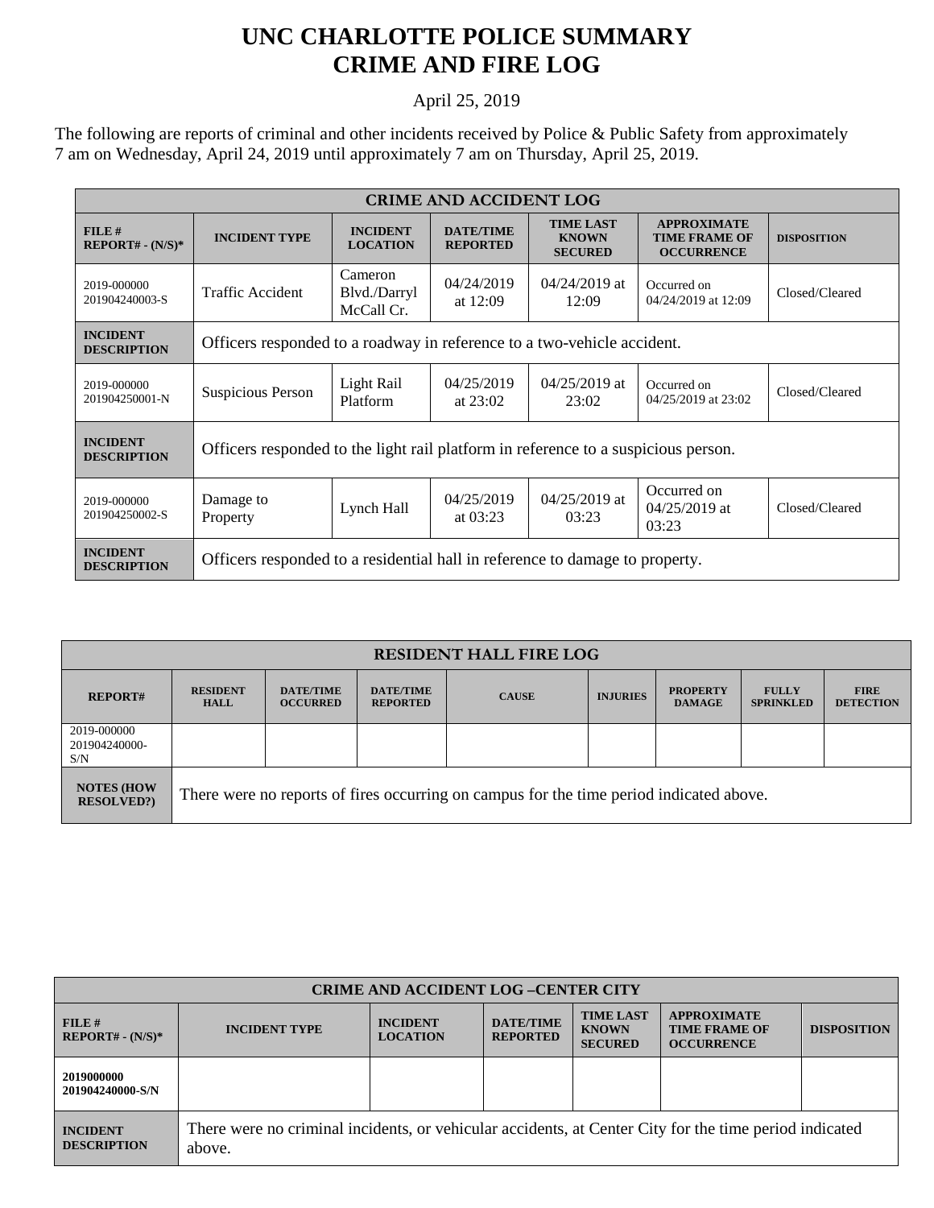# UNC CHARLOTTE POLICE SUMMARY
# CRIME AND FIRE LOG

April 25, 2019

The following are reports of criminal and other incidents received by Police & Public Safety from approximately 7 am on Wednesday, April 24, 2019 until approximately 7 am on Thursday, April 25, 2019.

| CRIME AND ACCIDENT LOG | | | | | | |
|---|---|---|---|---|---|---|
| **FILE # REPORT# - (N/S)*** | **INCIDENT TYPE** | **INCIDENT LOCATION** | **DATE/TIME REPORTED** | **TIME LAST KNOWN SECURED** | **APPROXIMATE TIME FRAME OF OCCURRENCE** | **DISPOSITION** |
| 2019-000000 201904240003-S | Traffic Accident | Cameron Blvd./Darryl McCall Cr. | 04/24/2019 at 12:09 | 04/24/2019 at 12:09 | Occurred on 04/24/2019 at 12:09 | Closed/Cleared |
| **INCIDENT DESCRIPTION** | Officers responded to a roadway in reference to a two-vehicle accident. | | | | | |
| 2019-000000 201904250001-N | Suspicious Person | Light Rail Platform | 04/25/2019 at 23:02 | 04/25/2019 at 23:02 | Occurred on 04/25/2019 at 23:02 | Closed/Cleared |
| **INCIDENT DESCRIPTION** | Officers responded to the light rail platform in reference to a suspicious person. | | | | | |
| 2019-000000 201904250002-S | Damage to Property | Lynch Hall | 04/25/2019 at 03:23 | 04/25/2019 at 03:23 | Occurred on 04/25/2019 at 03:23 | Closed/Cleared |
| **INCIDENT DESCRIPTION** | Officers responded to a residential hall in reference to damage to property. | | | | | |

| RESIDENT HALL FIRE LOG | | | | | | | | |
|---|---|---|---|---|---|---|---|---|
| **REPORT#** | **RESIDENT HALL** | **DATE/TIME OCCURRED** | **DATE/TIME REPORTED** | **CAUSE** | **INJURIES** | **PROPERTY DAMAGE** | **FULLY SPRINKLED** | **FIRE DETECTION** |
| 2019-000000 201904240000-S/N | | | | | | | | |
| **NOTES (HOW RESOLVED?)** | There were no reports of fires occurring on campus for the time period indicated above. | | | | | | | |

| CRIME AND ACCIDENT LOG –CENTER CITY | | | | | | |
|---|---|---|---|---|---|---|
| **FILE # REPORT# - (N/S)*** | **INCIDENT TYPE** | **INCIDENT LOCATION** | **DATE/TIME REPORTED** | **TIME LAST KNOWN SECURED** | **APPROXIMATE TIME FRAME OF OCCURRENCE** | **DISPOSITION** |
| **2019000000 201904240000-S/N** | | | | | | |
| **INCIDENT DESCRIPTION** | There were no criminal incidents, or vehicular accidents, at Center City for the time period indicated above. | | | | | |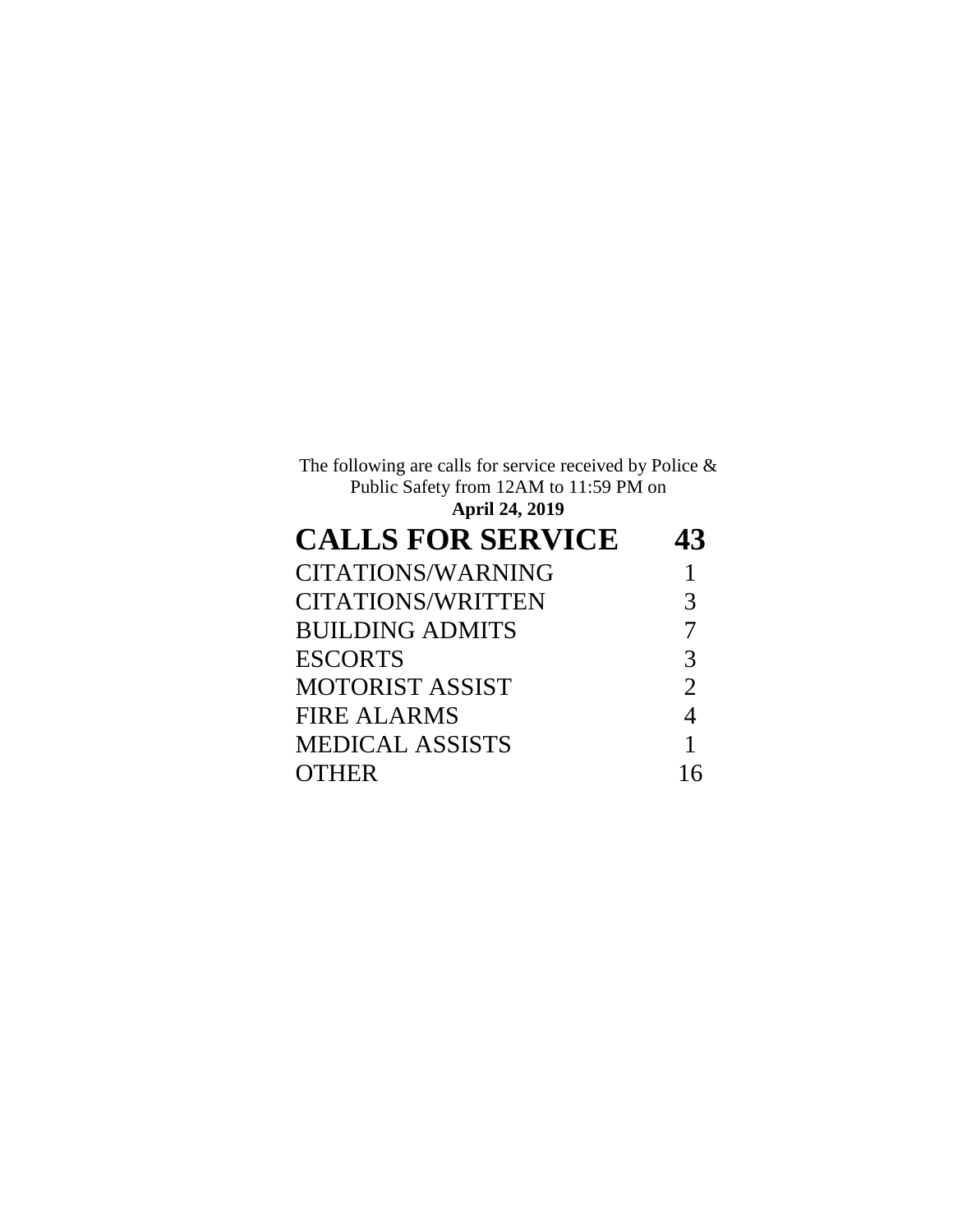The following are calls for service received by Police & Public Safety from 12AM to 11:59 PM on

**April 24, 2019**

| | |
|---|---|
| **CALLS FOR SERVICE** | **43** |
| CITATIONS/WARNING | 1 |
| CITATIONS/WRITTEN | 3 |
| BUILDING ADMITS | 7 |
| ESCORTS | 3 |
| MOTORIST ASSIST | 2 |
| FIRE ALARMS | 4 |
| MEDICAL ASSISTS | 1 |
| OTHER | 16 |